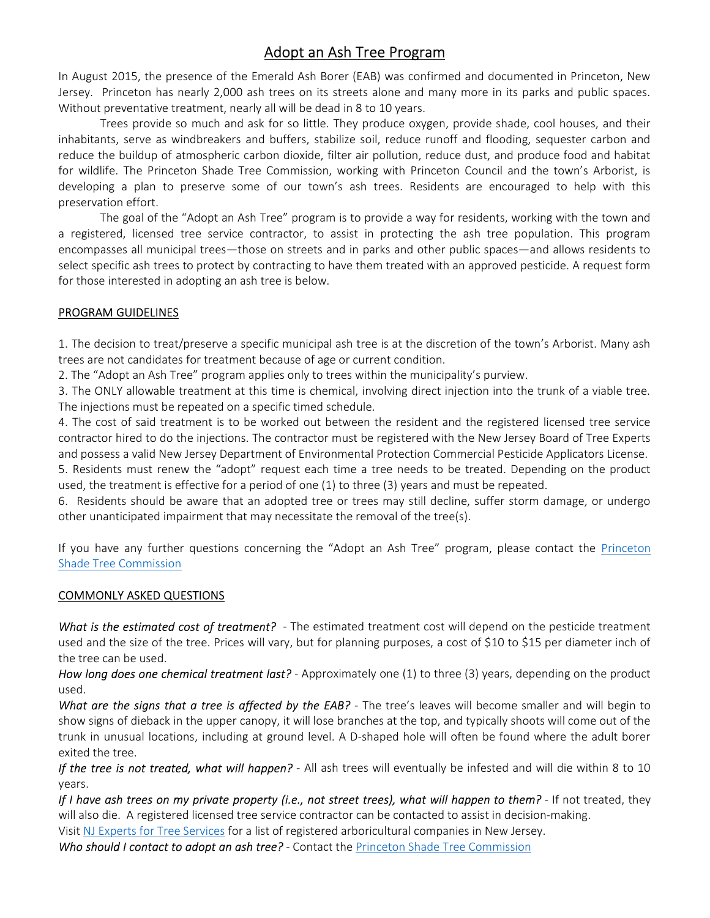# Adopt an Ash Tree Program

In August 2015, the presence of the Emerald Ash Borer (EAB) was confirmed and documented in Princeton, New Jersey. Princeton has nearly 2,000 ash trees on its streets alone and many more in its parks and public spaces. Without preventative treatment, nearly all will be dead in 8 to 10 years.

Trees provide so much and ask for so little. They produce oxygen, provide shade, cool houses, and their inhabitants, serve as windbreakers and buffers, stabilize soil, reduce runoff and flooding, sequester carbon and reduce the buildup of atmospheric carbon dioxide, filter air pollution, reduce dust, and produce food and habitat for wildlife. The Princeton Shade Tree Commission, working with Princeton Council and the town's Arborist, is developing a plan to preserve some of our town's ash trees. Residents are encouraged to help with this preservation effort.

The goal of the "Adopt an Ash Tree" program is to provide a way for residents, working with the town and a registered, licensed tree service contractor, to assist in protecting the ash tree population. This program encompasses all municipal trees—those on streets and in parks and other public spaces—and allows residents to select specific ash trees to protect by contracting to have them treated with an approved pesticide. A request form for those interested in adopting an ash tree is below.

## PROGRAM GUIDELINES

1. The decision to treat/preserve a specific municipal ash tree is at the discretion of the town's Arborist. Many ash trees are not candidates for treatment because of age or current condition.
2. The "Adopt an Ash Tree" program applies only to trees within the municipality's purview.
3. The ONLY allowable treatment at this time is chemical, involving direct injection into the trunk of a viable tree. The injections must be repeated on a specific timed schedule.
4. The cost of said treatment is to be worked out between the resident and the registered licensed tree service contractor hired to do the injections. The contractor must be registered with the New Jersey Board of Tree Experts and possess a valid New Jersey Department of Environmental Protection Commercial Pesticide Applicators License.
5. Residents must renew the "adopt" request each time a tree needs to be treated. Depending on the product used, the treatment is effective for a period of one (1) to three (3) years and must be repeated.
6. Residents should be aware that an adopted tree or trees may still decline, suffer storm damage, or undergo other unanticipated impairment that may necessitate the removal of the tree(s).

If you have any further questions concerning the "Adopt an Ash Tree" program, please contact the [Princeton Shade Tree Commission]

## COMMONLY ASKED QUESTIONS

*What is the estimated cost of treatment?* - The estimated treatment cost will depend on the pesticide treatment used and the size of the tree. Prices will vary, but for planning purposes, a cost of $10 to $15 per diameter inch of the tree can be used.

*How long does one chemical treatment last?* - Approximately one (1) to three (3) years, depending on the product used.

*What are the signs that a tree is affected by the EAB?* - The tree's leaves will become smaller and will begin to show signs of dieback in the upper canopy, it will lose branches at the top, and typically shoots will come out of the trunk in unusual locations, including at ground level. A D-shaped hole will often be found where the adult borer exited the tree.

*If the tree is not treated, what will happen?* - All ash trees will eventually be infested and will die within 8 to 10 years.

*If I have ash trees on my private property (i.e., not street trees), what will happen to them?* - If not treated, they will also die. A registered licensed tree service contractor can be contacted to assist in decision-making.

Visit [NJ Experts for Tree Services] for a list of registered arboricultural companies in New Jersey.

*Who should I contact to adopt an ash tree?* - Contact the [Princeton Shade Tree Commission]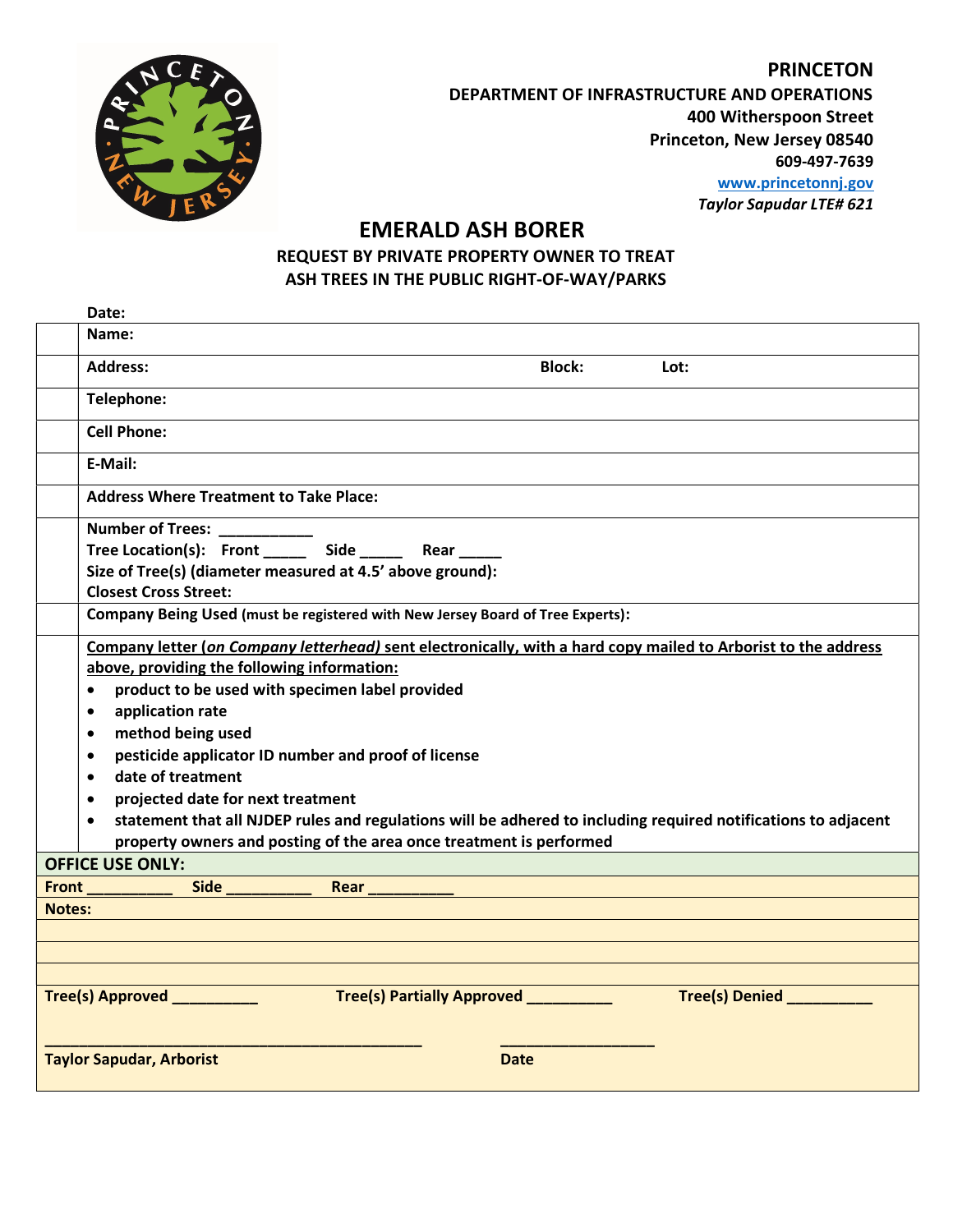**PRINCETON**
**DEPARTMENT OF INFRASTRUCTURE AND OPERATIONS**
**400 Witherspoon Street**
**Princeton, New Jersey 08540**
**609-497-7639**
**www.princetonnj.gov**
***Taylor Sapudar LTE# 621***

# EMERALD ASH BORER

## REQUEST BY PRIVATE PROPERTY OWNER TO TREAT ASH TREES IN THE PUBLIC RIGHT-OF-WAY/PARKS

**Date:**

**Name:**

**Address:** &nbsp;&nbsp;&nbsp;&nbsp;&nbsp;&nbsp;&nbsp;&nbsp; **Block:** &nbsp;&nbsp;&nbsp;&nbsp; **Lot:**

**Telephone:**

**Cell Phone:**

**E-Mail:**

**Address Where Treatment to Take Place:**

**Number of Trees:** ___________
**Tree Location(s): Front** _____ **Side** _____ **Rear** _____
**Size of Tree(s) (diameter measured at 4.5' above ground):**
**Closest Cross Street:**

**Company Being Used (must be registered with New Jersey Board of Tree Experts):**

**Company letter (*on Company letterhead*) sent electronically, with a hard copy mailed to Arborist to the address above, providing the following information:**

- **product to be used with specimen label provided**
- **application rate**
- **method being used**
- **pesticide applicator ID number and proof of license**
- **date of treatment**
- **projected date for next treatment**
- **statement that all NJDEP rules and regulations will be adhered to including required notifications to adjacent property owners and posting of the area once treatment is performed**

**OFFICE USE ONLY:**

**Front** __________ **Side** __________ **Rear** __________

**Notes:**

**Tree(s) Approved** __________ **Tree(s) Partially Approved** __________ **Tree(s) Denied** __________

_____________________________________________ __________________
**Taylor Sapudar, Arborist** &nbsp;&nbsp;&nbsp;&nbsp;&nbsp;&nbsp;&nbsp;&nbsp; **Date**